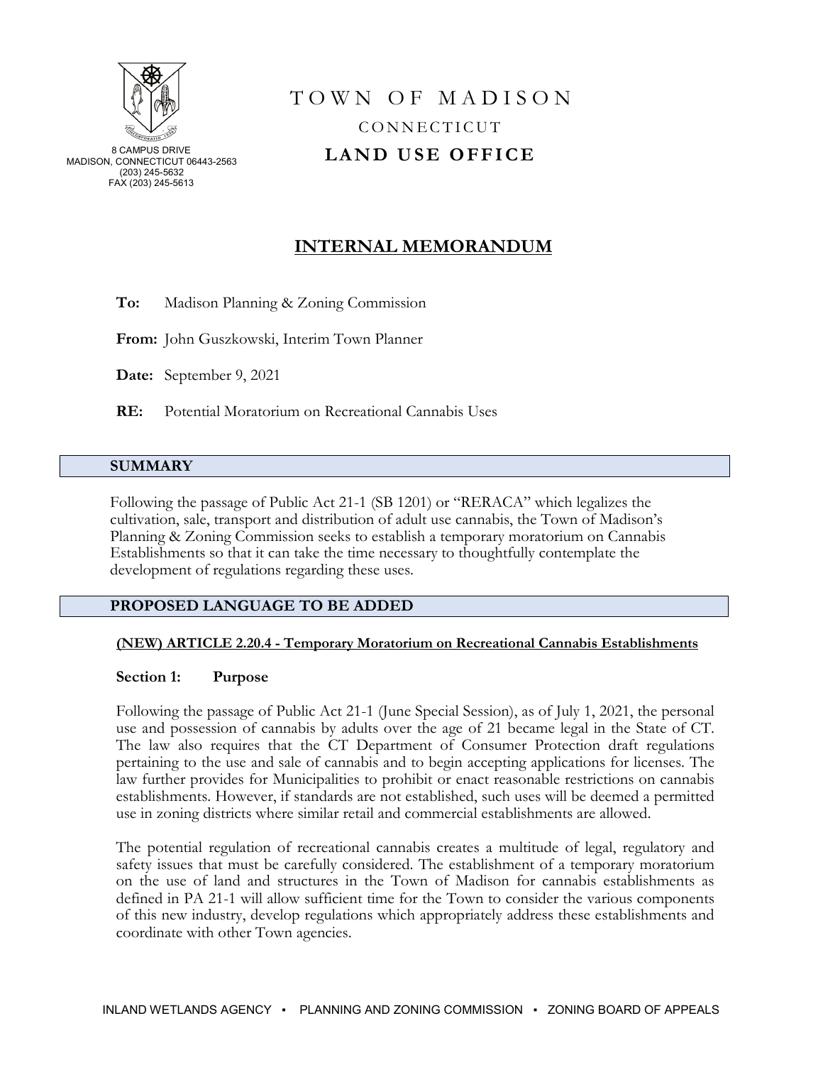8 CAMPUS DRIVE
MADISON, CONNECTICUT 06443-2563
(203) 245-5632
FAX (203) 245-5613

# TOWN OF MADISON

CONNECTICUT

**LAND USE OFFICE**

## INTERNAL MEMORANDUM

**To:** Madison Planning & Zoning Commission

**From:** John Guszkowski, Interim Town Planner

**Date:** September 9, 2021

**RE:** Potential Moratorium on Recreational Cannabis Uses

## SUMMARY

Following the passage of Public Act 21-1 (SB 1201) or "RERACA" which legalizes the cultivation, sale, transport and distribution of adult use cannabis, the Town of Madison's Planning & Zoning Commission seeks to establish a temporary moratorium on Cannabis Establishments so that it can take the time necessary to thoughtfully contemplate the development of regulations regarding these uses.

## PROPOSED LANGUAGE TO BE ADDED

**(NEW) ARTICLE 2.20.4 - Temporary Moratorium on Recreational Cannabis Establishments**

### Section 1: Purpose

Following the passage of Public Act 21-1 (June Special Session), as of July 1, 2021, the personal use and possession of cannabis by adults over the age of 21 became legal in the State of CT. The law also requires that the CT Department of Consumer Protection draft regulations pertaining to the use and sale of cannabis and to begin accepting applications for licenses. The law further provides for Municipalities to prohibit or enact reasonable restrictions on cannabis establishments. However, if standards are not established, such uses will be deemed a permitted use in zoning districts where similar retail and commercial establishments are allowed.

The potential regulation of recreational cannabis creates a multitude of legal, regulatory and safety issues that must be carefully considered. The establishment of a temporary moratorium on the use of land and structures in the Town of Madison for cannabis establishments as defined in PA 21-1 will allow sufficient time for the Town to consider the various components of this new industry, develop regulations which appropriately address these establishments and coordinate with other Town agencies.

INLAND WETLANDS AGENCY ▪ PLANNING AND ZONING COMMISSION ▪ ZONING BOARD OF APPEALS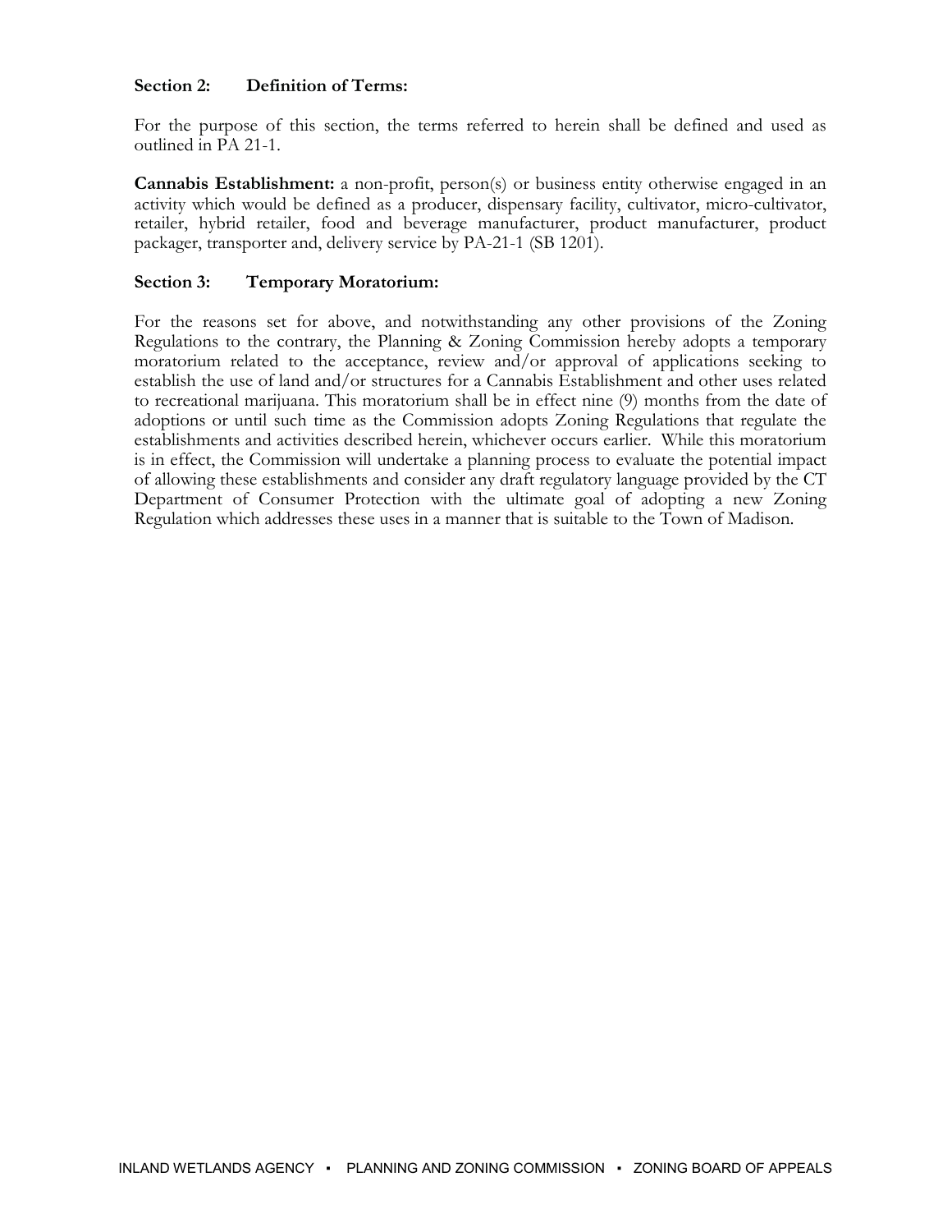**Section 2: Definition of Terms:**

For the purpose of this section, the terms referred to herein shall be defined and used as outlined in PA 21-1.

**Cannabis Establishment:** a non-profit, person(s) or business entity otherwise engaged in an activity which would be defined as a producer, dispensary facility, cultivator, micro-cultivator, retailer, hybrid retailer, food and beverage manufacturer, product manufacturer, product packager, transporter and, delivery service by PA-21-1 (SB 1201).

**Section 3: Temporary Moratorium:**

For the reasons set for above, and notwithstanding any other provisions of the Zoning Regulations to the contrary, the Planning & Zoning Commission hereby adopts a temporary moratorium related to the acceptance, review and/or approval of applications seeking to establish the use of land and/or structures for a Cannabis Establishment and other uses related to recreational marijuana. This moratorium shall be in effect nine (9) months from the date of adoptions or until such time as the Commission adopts Zoning Regulations that regulate the establishments and activities described herein, whichever occurs earlier. While this moratorium is in effect, the Commission will undertake a planning process to evaluate the potential impact of allowing these establishments and consider any draft regulatory language provided by the CT Department of Consumer Protection with the ultimate goal of adopting a new Zoning Regulation which addresses these uses in a manner that is suitable to the Town of Madison.